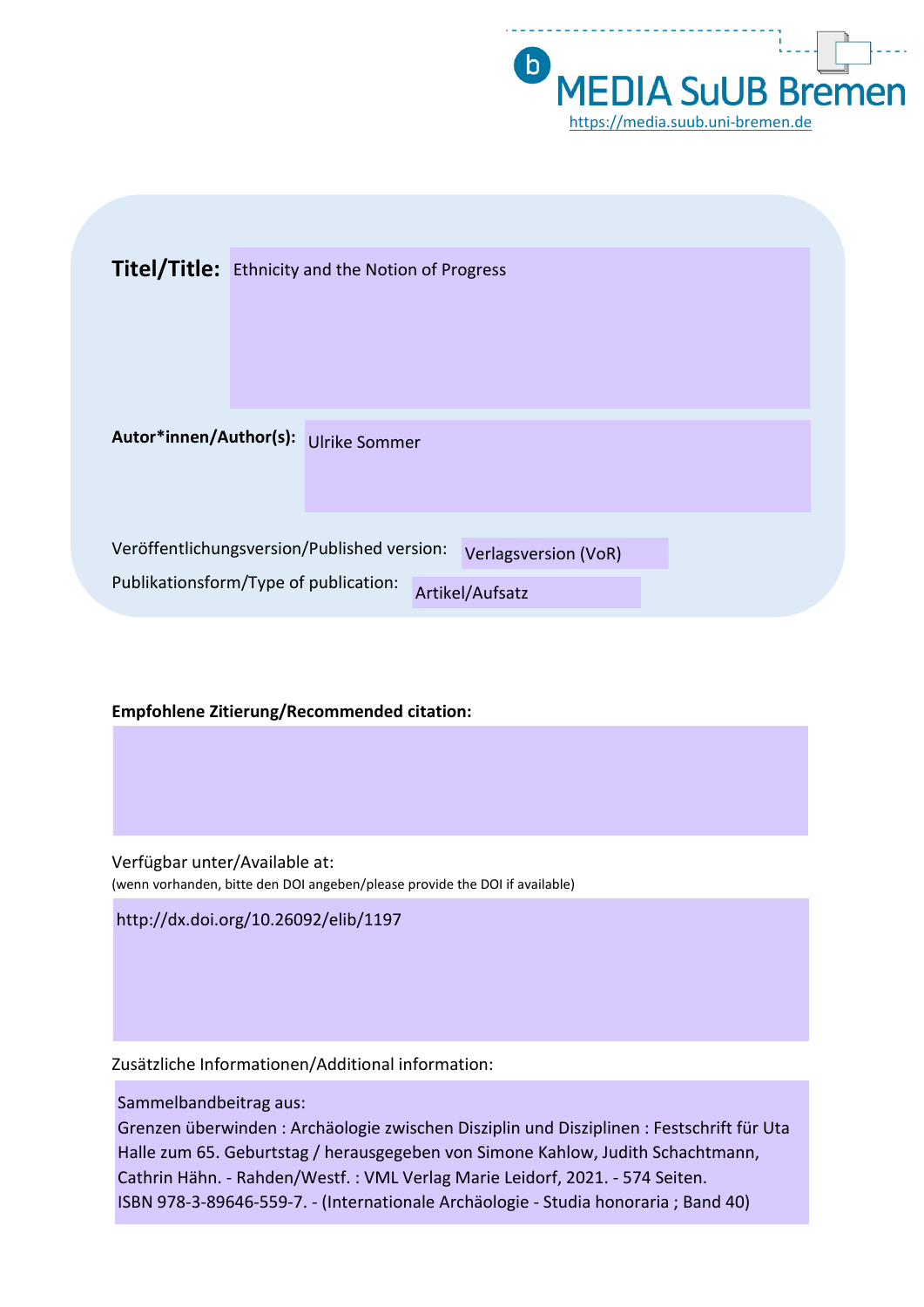MEDIA SuUB Bremen
https://media.suub.uni-bremen.de

**Titel/Title:** Ethnicity and the Notion of Progress

**Autor*innen/Author(s):** Ulrike Sommer

Veröffentlichungsversion/Published version: Verlagsversion (VoR)

Publikationsform/Type of publication: Artikel/Aufsatz

**Empfohlene Zitierung/Recommended citation:**

Verfügbar unter/Available at:
(wenn vorhanden, bitte den DOI angeben/please provide the DOI if available)

http://dx.doi.org/10.26092/elib/1197

Zusätzliche Informationen/Additional information:

Sammelbandbeitrag aus:
Grenzen überwinden : Archäologie zwischen Disziplin und Disziplinen : Festschrift für Uta Halle zum 65. Geburtstag / herausgegeben von Simone Kahlow, Judith Schachtmann, Cathrin Hähn. - Rahden/Westf. : VML Verlag Marie Leidorf, 2021. - 574 Seiten.
ISBN 978-3-89646-559-7. - (Internationale Archäologie - Studia honoraria ; Band 40)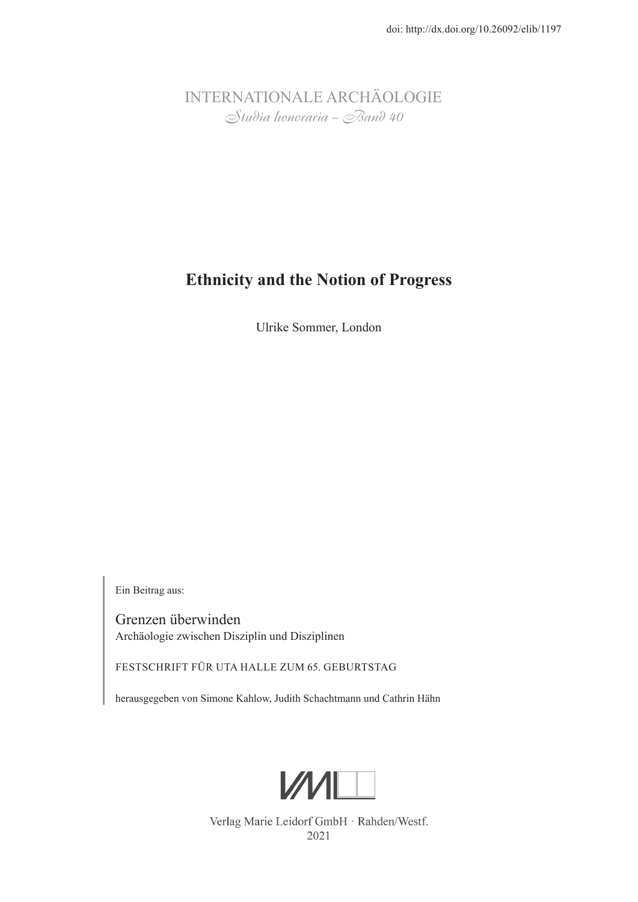doi: http://dx.doi.org/10.26092/elib/1197

INTERNATIONALE ARCHÄOLOGIE
*Studia honoraria – Band 40*

# Ethnicity and the Notion of Progress

Ulrike Sommer, London

Ein Beitrag aus:

Grenzen überwinden
Archäologie zwischen Disziplin und Disziplinen

FESTSCHRIFT FÜR UTA HALLE ZUM 65. GEBURTSTAG

herausgegeben von Simone Kahlow, Judith Schachtmann und Cathrin Hähn

Verlag Marie Leidorf GmbH · Rahden/Westf.
2021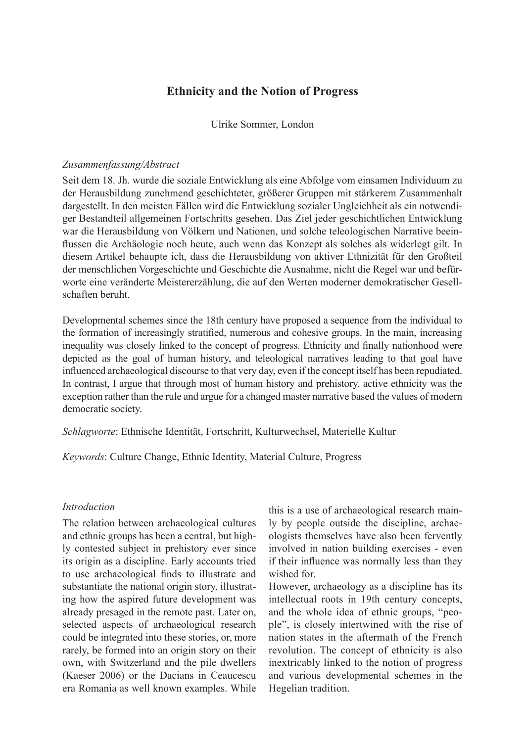## Ethnicity and the Notion of Progress

Ulrike Sommer, London

*Zusammenfassung/Abstract*

Seit dem 18. Jh. wurde die soziale Entwicklung als eine Abfolge vom einsamen Individuum zu der Herausbildung zunehmend geschichteter, größerer Gruppen mit stärkerem Zusammenhalt dargestellt. In den meisten Fällen wird die Entwicklung sozialer Ungleichheit als ein notwendiger Bestandteil allgemeinen Fortschritts gesehen. Das Ziel jeder geschichtlichen Entwicklung war die Herausbildung von Völkern und Nationen, und solche teleologischen Narrative beeinflussen die Archäologie noch heute, auch wenn das Konzept als solches als widerlegt gilt. In diesem Artikel behaupte ich, dass die Herausbildung von aktiver Ethnizität für den Großteil der menschlichen Vorgeschichte und Geschichte die Ausnahme, nicht die Regel war und befürworte eine veränderte Meistererzählung, die auf den Werten moderner demokratischer Gesellschaften beruht.

Developmental schemes since the 18th century have proposed a sequence from the individual to the formation of increasingly stratified, numerous and cohesive groups. In the main, increasing inequality was closely linked to the concept of progress. Ethnicity and finally nationhood were depicted as the goal of human history, and teleological narratives leading to that goal have influenced archaeological discourse to that very day, even if the concept itself has been repudiated. In contrast, I argue that through most of human history and prehistory, active ethnicity was the exception rather than the rule and argue for a changed master narrative based the values of modern democratic society.

*Schlagworte*: Ethnische Identität, Fortschritt, Kulturwechsel, Materielle Kultur

*Keywords*: Culture Change, Ethnic Identity, Material Culture, Progress

### *Introduction*

The relation between archaeological cultures and ethnic groups has been a central, but highly contested subject in prehistory ever since its origin as a discipline. Early accounts tried to use archaeological finds to illustrate and substantiate the national origin story, illustrating how the aspired future development was already presaged in the remote past. Later on, selected aspects of archaeological research could be integrated into these stories, or, more rarely, be formed into an origin story on their own, with Switzerland and the pile dwellers (Kaeser 2006) or the Dacians in Ceaucescu era Romania as well known examples. While this is a use of archaeological research mainly by people outside the discipline, archaeologists themselves have also been fervently involved in nation building exercises - even if their influence was normally less than they wished for.

However, archaeology as a discipline has its intellectual roots in 19th century concepts, and the whole idea of ethnic groups, "people", is closely intertwined with the rise of nation states in the aftermath of the French revolution. The concept of ethnicity is also inextricably linked to the notion of progress and various developmental schemes in the Hegelian tradition.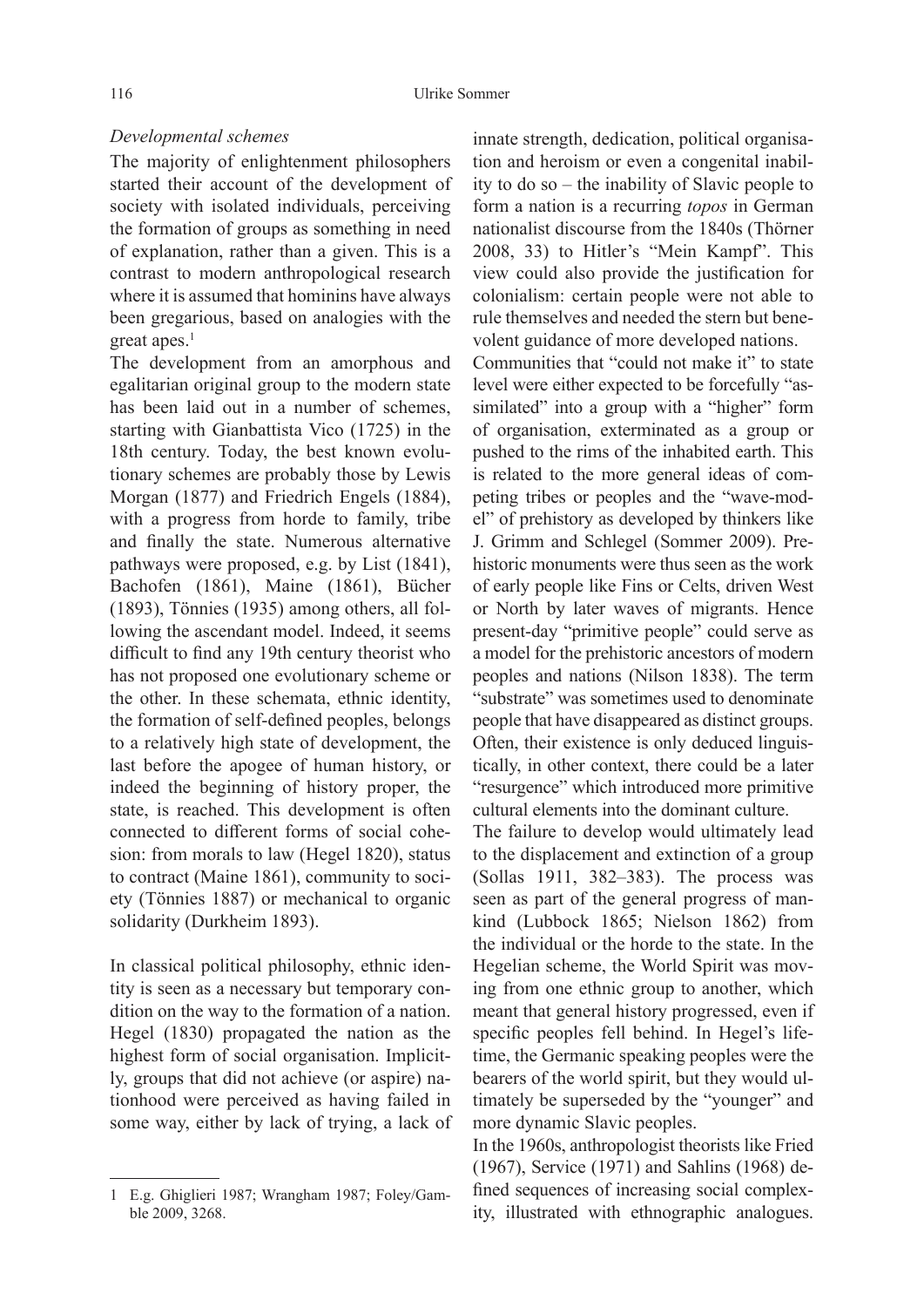*Developmental schemes*

The majority of enlightenment philosophers started their account of the development of society with isolated individuals, perceiving the formation of groups as something in need of explanation, rather than a given. This is a contrast to modern anthropological research where it is assumed that hominins have always been gregarious, based on analogies with the great apes.[1]

The development from an amorphous and egalitarian original group to the modern state has been laid out in a number of schemes, starting with Gianbattista Vico (1725) in the 18th century. Today, the best known evolutionary schemes are probably those by Lewis Morgan (1877) and Friedrich Engels (1884), with a progress from horde to family, tribe and finally the state. Numerous alternative pathways were proposed, e.g. by List (1841), Bachofen (1861), Maine (1861), Bücher (1893), Tönnies (1935) among others, all following the ascendant model. Indeed, it seems difficult to find any 19th century theorist who has not proposed one evolutionary scheme or the other. In these schemata, ethnic identity, the formation of self-defined peoples, belongs to a relatively high state of development, the last before the apogee of human history, or indeed the beginning of history proper, the state, is reached. This development is often connected to different forms of social cohesion: from morals to law (Hegel 1820), status to contract (Maine 1861), community to society (Tönnies 1887) or mechanical to organic solidarity (Durkheim 1893).

In classical political philosophy, ethnic identity is seen as a necessary but temporary condition on the way to the formation of a nation. Hegel (1830) propagated the nation as the highest form of social organisation. Implicitly, groups that did not achieve (or aspire) nationhood were perceived as having failed in some way, either by lack of trying, a lack of innate strength, dedication, political organisation and heroism or even a congenital inability to do so – the inability of Slavic people to form a nation is a recurring *topos* in German nationalist discourse from the 1840s (Thörner 2008, 33) to Hitler's "Mein Kampf". This view could also provide the justification for colonialism: certain people were not able to rule themselves and needed the stern but benevolent guidance of more developed nations.

Communities that "could not make it" to state level were either expected to be forcefully "assimilated" into a group with a "higher" form of organisation, exterminated as a group or pushed to the rims of the inhabited earth. This is related to the more general ideas of competing tribes or peoples and the "wave-model" of prehistory as developed by thinkers like J. Grimm and Schlegel (Sommer 2009). Prehistoric monuments were thus seen as the work of early people like Fins or Celts, driven West or North by later waves of migrants. Hence present-day "primitive people" could serve as a model for the prehistoric ancestors of modern peoples and nations (Nilson 1838). The term "substrate" was sometimes used to denominate people that have disappeared as distinct groups. Often, their existence is only deduced linguistically, in other context, there could be a later "resurgence" which introduced more primitive cultural elements into the dominant culture.

The failure to develop would ultimately lead to the displacement and extinction of a group (Sollas 1911, 382–383). The process was seen as part of the general progress of mankind (Lubbock 1865; Nielson 1862) from the individual or the horde to the state. In the Hegelian scheme, the World Spirit was moving from one ethnic group to another, which meant that general history progressed, even if specific peoples fell behind. In Hegel's lifetime, the Germanic speaking peoples were the bearers of the world spirit, but they would ultimately be superseded by the "younger" and more dynamic Slavic peoples.

In the 1960s, anthropologist theorists like Fried (1967), Service (1971) and Sahlins (1968) defined sequences of increasing social complexity, illustrated with ethnographic analogues.

[1] E.g. Ghiglieri 1987; Wrangham 1987; Foley/Gamble 2009, 3268.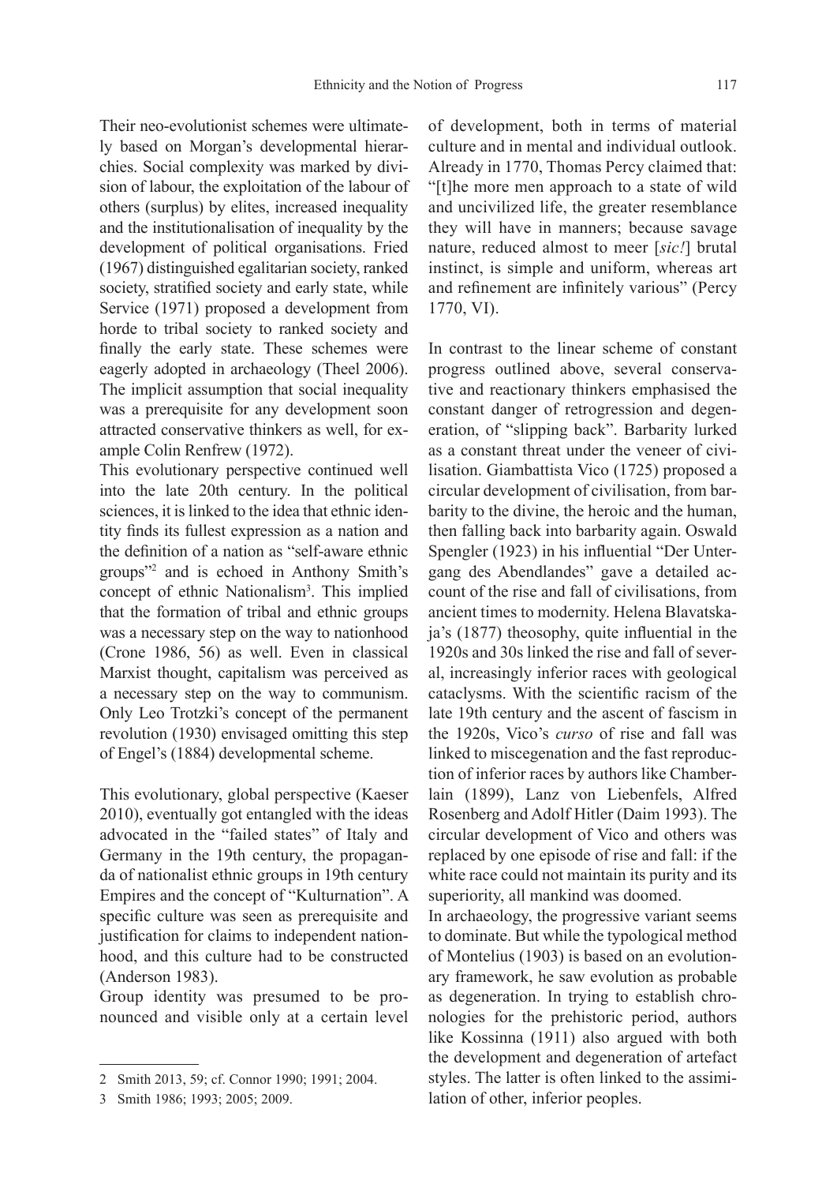Their neo-evolutionist schemes were ultimately based on Morgan's developmental hierarchies. Social complexity was marked by division of labour, the exploitation of the labour of others (surplus) by elites, increased inequality and the institutionalisation of inequality by the development of political organisations. Fried (1967) distinguished egalitarian society, ranked society, stratified society and early state, while Service (1971) proposed a development from horde to tribal society to ranked society and finally the early state. These schemes were eagerly adopted in archaeology (Theel 2006). The implicit assumption that social inequality was a prerequisite for any development soon attracted conservative thinkers as well, for example Colin Renfrew (1972).

This evolutionary perspective continued well into the late 20th century. In the political sciences, it is linked to the idea that ethnic identity finds its fullest expression as a nation and the definition of a nation as "self-aware ethnic groups"[2] and is echoed in Anthony Smith's concept of ethnic Nationalism[3]. This implied that the formation of tribal and ethnic groups was a necessary step on the way to nationhood (Crone 1986, 56) as well. Even in classical Marxist thought, capitalism was perceived as a necessary step on the way to communism. Only Leo Trotzki's concept of the permanent revolution (1930) envisaged omitting this step of Engel's (1884) developmental scheme.

This evolutionary, global perspective (Kaeser 2010), eventually got entangled with the ideas advocated in the "failed states" of Italy and Germany in the 19th century, the propaganda of nationalist ethnic groups in 19th century Empires and the concept of "Kulturnation". A specific culture was seen as prerequisite and justification for claims to independent nationhood, and this culture had to be constructed (Anderson 1983).

Group identity was presumed to be pronounced and visible only at a certain level of development, both in terms of material culture and in mental and individual outlook. Already in 1770, Thomas Percy claimed that: "[t]he more men approach to a state of wild and uncivilized life, the greater resemblance they will have in manners; because savage nature, reduced almost to meer [*sic!*] brutal instinct, is simple and uniform, whereas art and refinement are infinitely various" (Percy 1770, VI).

In contrast to the linear scheme of constant progress outlined above, several conservative and reactionary thinkers emphasised the constant danger of retrogression and degeneration, of "slipping back". Barbarity lurked as a constant threat under the veneer of civilisation. Giambattista Vico (1725) proposed a circular development of civilisation, from barbarity to the divine, the heroic and the human, then falling back into barbarity again. Oswald Spengler (1923) in his influential "Der Untergang des Abendlandes" gave a detailed account of the rise and fall of civilisations, from ancient times to modernity. Helena Blavatskaja's (1877) theosophy, quite influential in the 1920s and 30s linked the rise and fall of several, increasingly inferior races with geological cataclysms. With the scientific racism of the late 19th century and the ascent of fascism in the 1920s, Vico's *curso* of rise and fall was linked to miscegenation and the fast reproduction of inferior races by authors like Chamberlain (1899), Lanz von Liebenfels, Alfred Rosenberg and Adolf Hitler (Daim 1993). The circular development of Vico and others was replaced by one episode of rise and fall: if the white race could not maintain its purity and its superiority, all mankind was doomed.

In archaeology, the progressive variant seems to dominate. But while the typological method of Montelius (1903) is based on an evolutionary framework, he saw evolution as probable as degeneration. In trying to establish chronologies for the prehistoric period, authors like Kossinna (1911) also argued with both the development and degeneration of artefact styles. The latter is often linked to the assimilation of other, inferior peoples.

---

2 Smith 2013, 59; cf. Connor 1990; 1991; 2004.

3 Smith 1986; 1993; 2005; 2009.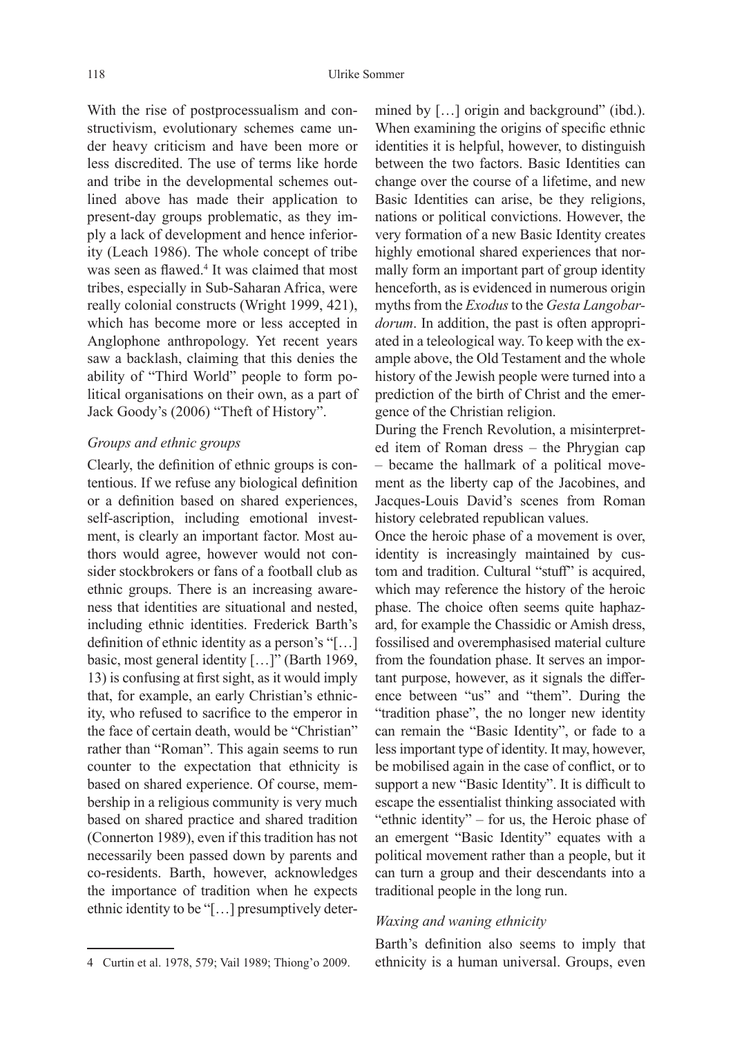With the rise of postprocessualism and constructivism, evolutionary schemes came under heavy criticism and have been more or less discredited. The use of terms like horde and tribe in the developmental schemes outlined above has made their application to present-day groups problematic, as they imply a lack of development and hence inferiority (Leach 1986). The whole concept of tribe was seen as flawed.[4] It was claimed that most tribes, especially in Sub-Saharan Africa, were really colonial constructs (Wright 1999, 421), which has become more or less accepted in Anglophone anthropology. Yet recent years saw a backlash, claiming that this denies the ability of "Third World" people to form political organisations on their own, as a part of Jack Goody's (2006) "Theft of History".

### *Groups and ethnic groups*

Clearly, the definition of ethnic groups is contentious. If we refuse any biological definition or a definition based on shared experiences, self-ascription, including emotional investment, is clearly an important factor. Most authors would agree, however would not consider stockbrokers or fans of a football club as ethnic groups. There is an increasing awareness that identities are situational and nested, including ethnic identities. Frederick Barth's definition of ethnic identity as a person's "[…] basic, most general identity […]" (Barth 1969, 13) is confusing at first sight, as it would imply that, for example, an early Christian's ethnicity, who refused to sacrifice to the emperor in the face of certain death, would be "Christian" rather than "Roman". This again seems to run counter to the expectation that ethnicity is based on shared experience. Of course, membership in a religious community is very much based on shared practice and shared tradition (Connerton 1989), even if this tradition has not necessarily been passed down by parents and co-residents. Barth, however, acknowledges the importance of tradition when he expects ethnic identity to be "[…] presumptively determined by […] origin and background" (ibd.). When examining the origins of specific ethnic identities it is helpful, however, to distinguish between the two factors. Basic Identities can change over the course of a lifetime, and new Basic Identities can arise, be they religions, nations or political convictions. However, the very formation of a new Basic Identity creates highly emotional shared experiences that normally form an important part of group identity henceforth, as is evidenced in numerous origin myths from the *Exodus* to the *Gesta Langobardorum*. In addition, the past is often appropriated in a teleological way. To keep with the example above, the Old Testament and the whole history of the Jewish people were turned into a prediction of the birth of Christ and the emergence of the Christian religion.

During the French Revolution, a misinterpreted item of Roman dress – the Phrygian cap – became the hallmark of a political movement as the liberty cap of the Jacobines, and Jacques-Louis David's scenes from Roman history celebrated republican values.

Once the heroic phase of a movement is over, identity is increasingly maintained by custom and tradition. Cultural "stuff" is acquired, which may reference the history of the heroic phase. The choice often seems quite haphazard, for example the Chassidic or Amish dress, fossilised and overemphasised material culture from the foundation phase. It serves an important purpose, however, as it signals the difference between "us" and "them". During the "tradition phase", the no longer new identity can remain the "Basic Identity", or fade to a less important type of identity. It may, however, be mobilised again in the case of conflict, or to support a new "Basic Identity". It is difficult to escape the essentialist thinking associated with "ethnic identity" – for us, the Heroic phase of an emergent "Basic Identity" equates with a political movement rather than a people, but it can turn a group and their descendants into a traditional people in the long run.

### *Waxing and waning ethnicity*

Barth's definition also seems to imply that ethnicity is a human universal. Groups, even

---

[4] Curtin et al. 1978, 579; Vail 1989; Thiong'o 2009.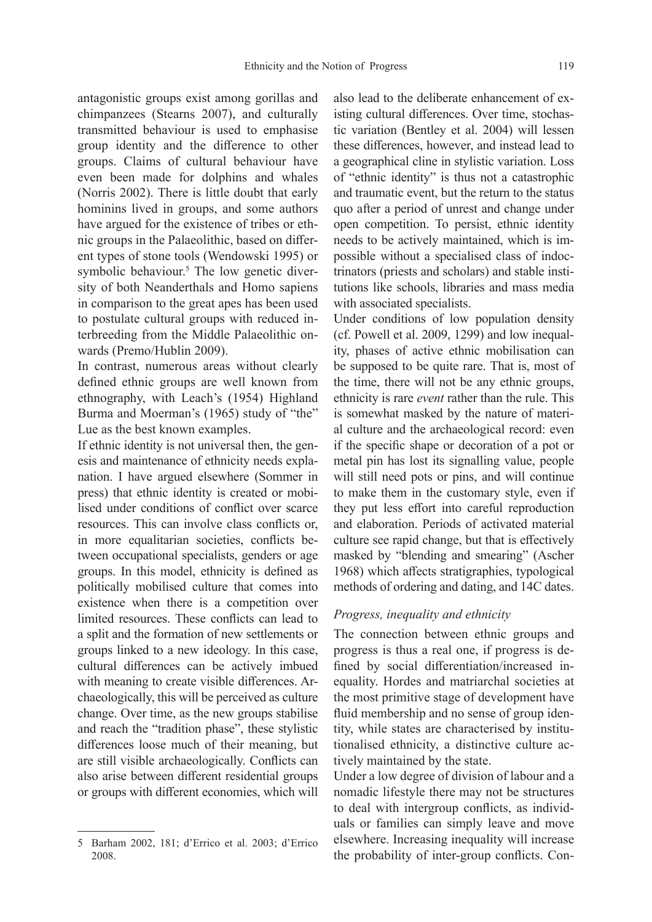antagonistic groups exist among gorillas and chimpanzees (Stearns 2007), and culturally transmitted behaviour is used to emphasise group identity and the difference to other groups. Claims of cultural behaviour have even been made for dolphins and whales (Norris 2002). There is little doubt that early hominins lived in groups, and some authors have argued for the existence of tribes or ethnic groups in the Palaeolithic, based on different types of stone tools (Wendowski 1995) or symbolic behaviour.[5] The low genetic diversity of both Neanderthals and Homo sapiens in comparison to the great apes has been used to postulate cultural groups with reduced interbreeding from the Middle Palaeolithic onwards (Premo/Hublin 2009).

In contrast, numerous areas without clearly defined ethnic groups are well known from ethnography, with Leach's (1954) Highland Burma and Moerman's (1965) study of "the" Lue as the best known examples.

If ethnic identity is not universal then, the genesis and maintenance of ethnicity needs explanation. I have argued elsewhere (Sommer in press) that ethnic identity is created or mobilised under conditions of conflict over scarce resources. This can involve class conflicts or, in more equalitarian societies, conflicts between occupational specialists, genders or age groups. In this model, ethnicity is defined as politically mobilised culture that comes into existence when there is a competition over limited resources. These conflicts can lead to a split and the formation of new settlements or groups linked to a new ideology. In this case, cultural differences can be actively imbued with meaning to create visible differences. Archaeologically, this will be perceived as culture change. Over time, as the new groups stabilise and reach the "tradition phase", these stylistic differences loose much of their meaning, but are still visible archaeologically. Conflicts can also arise between different residential groups or groups with different economies, which will also lead to the deliberate enhancement of existing cultural differences. Over time, stochastic variation (Bentley et al. 2004) will lessen these differences, however, and instead lead to a geographical cline in stylistic variation. Loss of "ethnic identity" is thus not a catastrophic and traumatic event, but the return to the status quo after a period of unrest and change under open competition. To persist, ethnic identity needs to be actively maintained, which is impossible without a specialised class of indoctrinators (priests and scholars) and stable institutions like schools, libraries and mass media with associated specialists.

Under conditions of low population density (cf. Powell et al. 2009, 1299) and low inequality, phases of active ethnic mobilisation can be supposed to be quite rare. That is, most of the time, there will not be any ethnic groups, ethnicity is rare *event* rather than the rule. This is somewhat masked by the nature of material culture and the archaeological record: even if the specific shape or decoration of a pot or metal pin has lost its signalling value, people will still need pots or pins, and will continue to make them in the customary style, even if they put less effort into careful reproduction and elaboration. Periods of activated material culture see rapid change, but that is effectively masked by "blending and smearing" (Ascher 1968) which affects stratigraphies, typological methods of ordering and dating, and 14C dates.

### *Progress, inequality and ethnicity*

The connection between ethnic groups and progress is thus a real one, if progress is defined by social differentiation/increased inequality. Hordes and matriarchal societies at the most primitive stage of development have fluid membership and no sense of group identity, while states are characterised by institutionalised ethnicity, a distinctive culture actively maintained by the state.

Under a low degree of division of labour and a nomadic lifestyle there may not be structures to deal with intergroup conflicts, as individuals or families can simply leave and move elsewhere. Increasing inequality will increase the probability of inter-group conflicts. Con-

5 Barham 2002, 181; d'Errico et al. 2003; d'Errico 2008.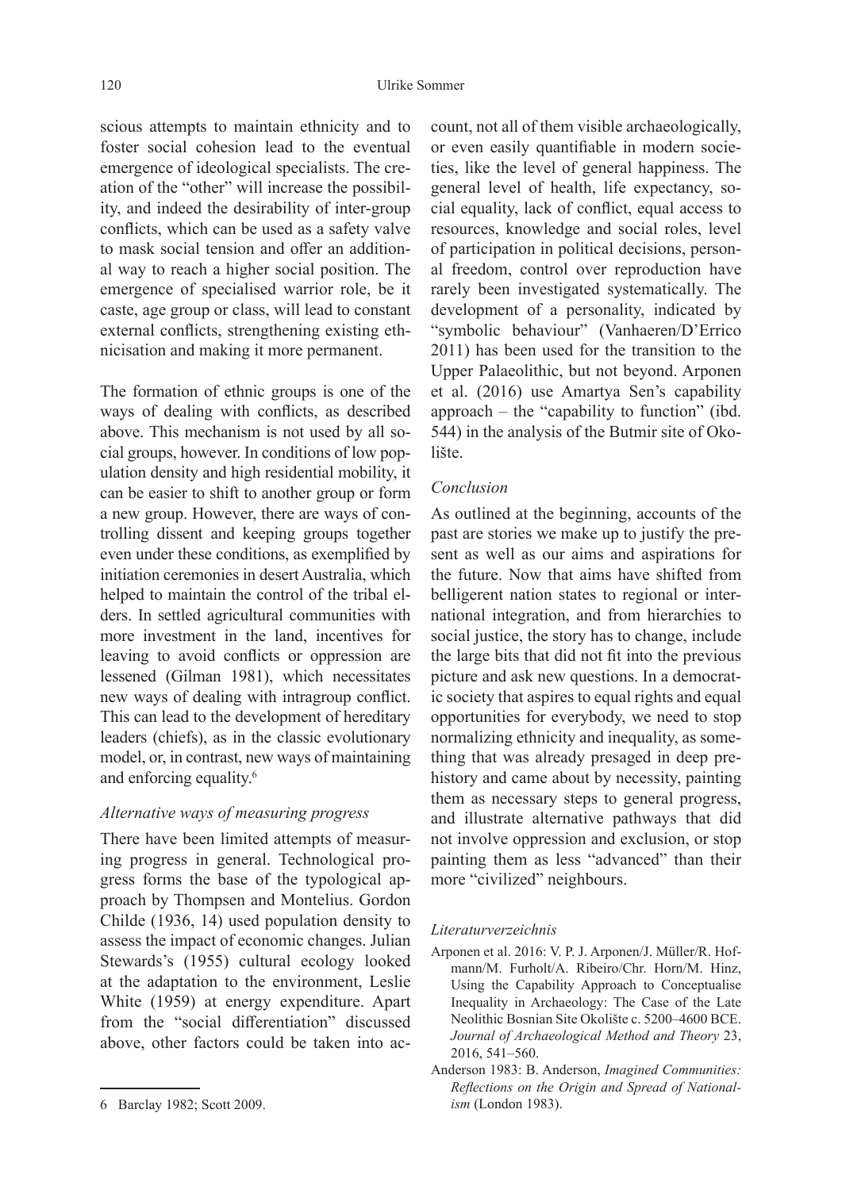scious attempts to maintain ethnicity and to foster social cohesion lead to the eventual emergence of ideological specialists. The creation of the "other" will increase the possibility, and indeed the desirability of inter-group conflicts, which can be used as a safety valve to mask social tension and offer an additional way to reach a higher social position. The emergence of specialised warrior role, be it caste, age group or class, will lead to constant external conflicts, strengthening existing ethnicisation and making it more permanent.

The formation of ethnic groups is one of the ways of dealing with conflicts, as described above. This mechanism is not used by all social groups, however. In conditions of low population density and high residential mobility, it can be easier to shift to another group or form a new group. However, there are ways of controlling dissent and keeping groups together even under these conditions, as exemplified by initiation ceremonies in desert Australia, which helped to maintain the control of the tribal elders. In settled agricultural communities with more investment in the land, incentives for leaving to avoid conflicts or oppression are lessened (Gilman 1981), which necessitates new ways of dealing with intragroup conflict. This can lead to the development of hereditary leaders (chiefs), as in the classic evolutionary model, or, in contrast, new ways of maintaining and enforcing equality.[6]

### *Alternative ways of measuring progress*

There have been limited attempts of measuring progress in general. Technological progress forms the base of the typological approach by Thompsen and Montelius. Gordon Childe (1936, 14) used population density to assess the impact of economic changes. Julian Stewards's (1955) cultural ecology looked at the adaptation to the environment, Leslie White (1959) at energy expenditure. Apart from the "social differentiation" discussed above, other factors could be taken into account, not all of them visible archaeologically, or even easily quantifiable in modern societies, like the level of general happiness. The general level of health, life expectancy, social equality, lack of conflict, equal access to resources, knowledge and social roles, level of participation in political decisions, personal freedom, control over reproduction have rarely been investigated systematically. The development of a personality, indicated by "symbolic behaviour" (Vanhaeren/D'Errico 2011) has been used for the transition to the Upper Palaeolithic, but not beyond. Arponen et al. (2016) use Amartya Sen's capability approach – the "capability to function" (ibd. 544) in the analysis of the Butmir site of Okolište.

### *Conclusion*

As outlined at the beginning, accounts of the past are stories we make up to justify the present as well as our aims and aspirations for the future. Now that aims have shifted from belligerent nation states to regional or international integration, and from hierarchies to social justice, the story has to change, include the large bits that did not fit into the previous picture and ask new questions. In a democratic society that aspires to equal rights and equal opportunities for everybody, we need to stop normalizing ethnicity and inequality, as something that was already presaged in deep prehistory and came about by necessity, painting them as necessary steps to general progress, and illustrate alternative pathways that did not involve oppression and exclusion, or stop painting them as less "advanced" than their more "civilized" neighbours.

### *Literaturverzeichnis*

Arponen et al. 2016: V. P. J. Arponen/J. Müller/R. Hofmann/M. Furholt/A. Ribeiro/Chr. Horn/M. Hinz, Using the Capability Approach to Conceptualise Inequality in Archaeology: The Case of the Late Neolithic Bosnian Site Okolište c. 5200–4600 BCE. *Journal of Archaeological Method and Theory* 23, 2016, 541–560.

Anderson 1983: B. Anderson, *Imagined Communities: Reflections on the Origin and Spread of Nationalism* (London 1983).

---

6 Barclay 1982; Scott 2009.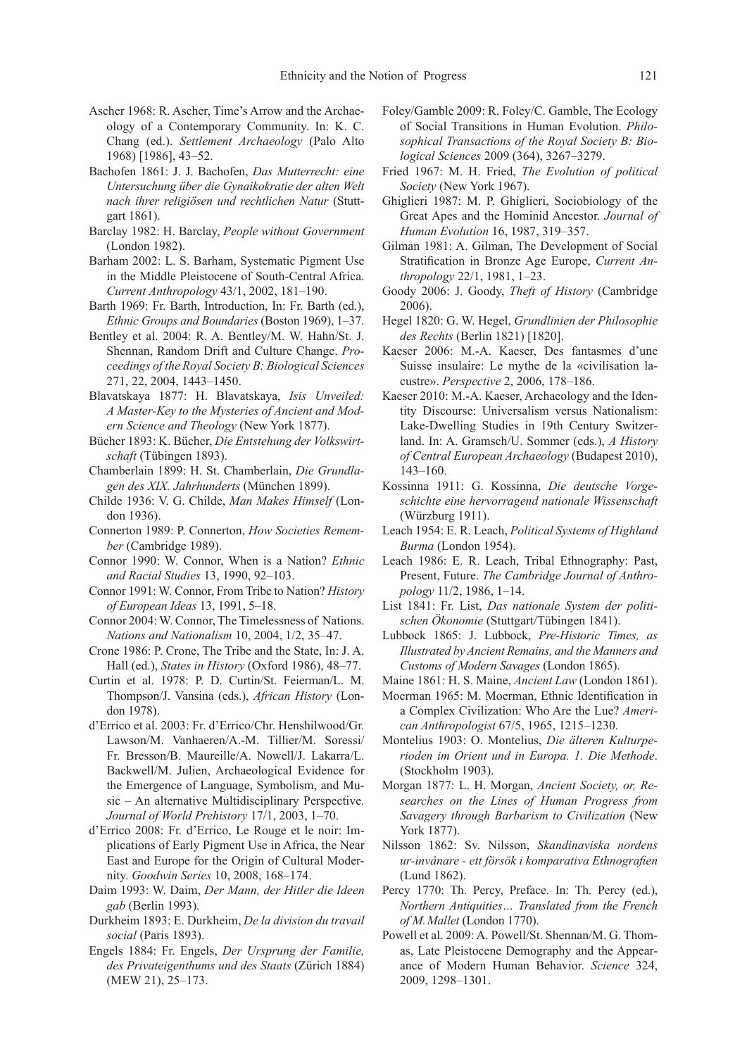Ascher 1968: R. Ascher, Time's Arrow and the Archaeology of a Contemporary Community. In: K. C. Chang (ed.). *Settlement Archaeology* (Palo Alto 1968) [1986], 43–52.

Bachofen 1861: J. J. Bachofen, *Das Mutterrecht: eine Untersuchung über die Gynaikokratie der alten Welt nach ihrer religiösen und rechtlichen Natur* (Stuttgart 1861).

Barclay 1982: H. Barclay, *People without Government* (London 1982).

Barham 2002: L. S. Barham, Systematic Pigment Use in the Middle Pleistocene of South-Central Africa. *Current Anthropology* 43/1, 2002, 181–190.

Barth 1969: Fr. Barth, Introduction, In: Fr. Barth (ed.), *Ethnic Groups and Boundaries* (Boston 1969), 1–37.

Bentley et al. 2004: R. A. Bentley/M. W. Hahn/St. J. Shennan, Random Drift and Culture Change. *Proceedings of the Royal Society B: Biological Sciences* 271, 22, 2004, 1443–1450.

Blavatskaya 1877: H. Blavatskaya, *Isis Unveiled: A Master-Key to the Mysteries of Ancient and Modern Science and Theology* (New York 1877).

Bücher 1893: K. Bücher, *Die Entstehung der Volkswirtschaft* (Tübingen 1893).

Chamberlain 1899: H. St. Chamberlain, *Die Grundlagen des XIX. Jahrhunderts* (München 1899).

Childe 1936: V. G. Childe, *Man Makes Himself* (London 1936).

Connerton 1989: P. Connerton, *How Societies Remember* (Cambridge 1989).

Connor 1990: W. Connor, When is a Nation? *Ethnic and Racial Studies* 13, 1990, 92–103.

Connor 1991: W. Connor, From Tribe to Nation? *History of European Ideas* 13, 1991, 5–18.

Connor 2004: W. Connor, The Timelessness of Nations. *Nations and Nationalism* 10, 2004, 1/2, 35–47.

Crone 1986: P. Crone, The Tribe and the State, In: J. A. Hall (ed.), *States in History* (Oxford 1986), 48–77.

Curtin et al. 1978: P. D. Curtin/St. Feierman/L. M. Thompson/J. Vansina (eds.), *African History* (London 1978).

d'Errico et al. 2003: Fr. d'Errico/Chr. Henshilwood/Gr. Lawson/M. Vanhaeren/A.-M. Tillier/M. Soressi/Fr. Bresson/B. Maureille/A. Nowell/J. Lakarra/L. Backwell/M. Julien, Archaeological Evidence for the Emergence of Language, Symbolism, and Music – An alternative Multidisciplinary Perspective. *Journal of World Prehistory* 17/1, 2003, 1–70.

d'Errico 2008: Fr. d'Errico, Le Rouge et le noir: Implications of Early Pigment Use in Africa, the Near East and Europe for the Origin of Cultural Modernity. *Goodwin Series* 10, 2008, 168–174.

Daim 1993: W. Daim, *Der Mann, der Hitler die Ideen gab* (Berlin 1993).

Durkheim 1893: E. Durkheim, *De la division du travail social* (Paris 1893).

Engels 1884: Fr. Engels, *Der Ursprung der Familie, des Privateigenthums und des Staats* (Zürich 1884) (MEW 21), 25–173.

Foley/Gamble 2009: R. Foley/C. Gamble, The Ecology of Social Transitions in Human Evolution. *Philosophical Transactions of the Royal Society B: Biological Sciences* 2009 (364), 3267–3279.

Fried 1967: M. H. Fried, *The Evolution of political Society* (New York 1967).

Ghiglieri 1987: M. P. Ghiglieri, Sociobiology of the Great Apes and the Hominid Ancestor. *Journal of Human Evolution* 16, 1987, 319–357.

Gilman 1981: A. Gilman, The Development of Social Stratification in Bronze Age Europe, *Current Anthropology* 22/1, 1981, 1–23.

Goody 2006: J. Goody, *Theft of History* (Cambridge 2006).

Hegel 1820: G. W. Hegel, *Grundlinien der Philosophie des Rechts* (Berlin 1821) [1820].

Kaeser 2006: M.-A. Kaeser, Des fantasmes d'une Suisse insulaire: Le mythe de la «civilisation lacustre». *Perspective* 2, 2006, 178–186.

Kaeser 2010: M.-A. Kaeser, Archaeology and the Identity Discourse: Universalism versus Nationalism: Lake-Dwelling Studies in 19th Century Switzerland. In: A. Gramsch/U. Sommer (eds.), *A History of Central European Archaeology* (Budapest 2010), 143–160.

Kossinna 1911: G. Kossinna, *Die deutsche Vorgeschichte eine hervorragend nationale Wissenschaft* (Würzburg 1911).

Leach 1954: E. R. Leach, *Political Systems of Highland Burma* (London 1954).

Leach 1986: E. R. Leach, Tribal Ethnography: Past, Present, Future. *The Cambridge Journal of Anthropology* 11/2, 1986, 1–14.

List 1841: Fr. List, *Das nationale System der politischen Ökonomie* (Stuttgart/Tübingen 1841).

Lubbock 1865: J. Lubbock, *Pre-Historic Times, as Illustrated by Ancient Remains, and the Manners and Customs of Modern Savages* (London 1865).

Maine 1861: H. S. Maine, *Ancient Law* (London 1861).

Moerman 1965: M. Moerman, Ethnic Identification in a Complex Civilization: Who Are the Lue? *American Anthropologist* 67/5, 1965, 1215–1230.

Montelius 1903: O. Montelius, *Die älteren Kulturperioden im Orient und in Europa. 1. Die Methode*. (Stockholm 1903).

Morgan 1877: L. H. Morgan, *Ancient Society, or, Researches on the Lines of Human Progress from Savagery through Barbarism to Civilization* (New York 1877).

Nilsson 1862: Sv. Nilsson, *Skandinaviska nordens ur-invånare - ett försök i komparativa Ethnografien* (Lund 1862).

Percy 1770: Th. Percy, Preface. In: Th. Percy (ed.), *Northern Antiquities… Translated from the French of M. Mallet* (London 1770).

Powell et al. 2009: A. Powell/St. Shennan/M. G. Thomas, Late Pleistocene Demography and the Appearance of Modern Human Behavior. *Science* 324, 2009, 1298–1301.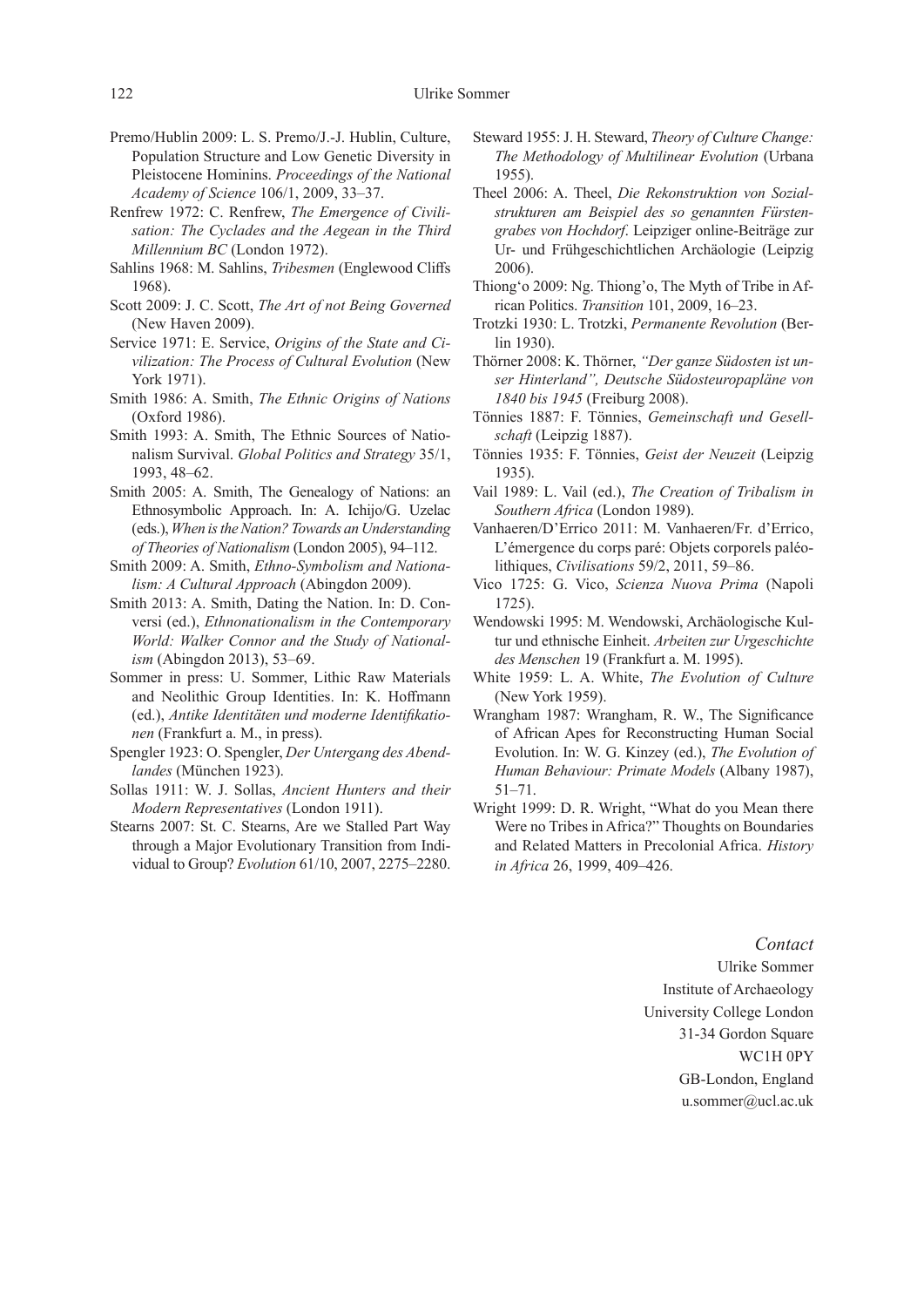Premo/Hublin 2009: L. S. Premo/J.-J. Hublin, Culture, Population Structure and Low Genetic Diversity in Pleistocene Hominins. *Proceedings of the National Academy of Science* 106/1, 2009, 33–37.

Renfrew 1972: C. Renfrew, *The Emergence of Civilisation: The Cyclades and the Aegean in the Third Millennium BC* (London 1972).

Sahlins 1968: M. Sahlins, *Tribesmen* (Englewood Cliffs 1968).

Scott 2009: J. C. Scott, *The Art of not Being Governed* (New Haven 2009).

Service 1971: E. Service, *Origins of the State and Civilization: The Process of Cultural Evolution* (New York 1971).

Smith 1986: A. Smith, *The Ethnic Origins of Nations* (Oxford 1986).

Smith 1993: A. Smith, The Ethnic Sources of Nationalism Survival. *Global Politics and Strategy* 35/1, 1993, 48–62.

Smith 2005: A. Smith, The Genealogy of Nations: an Ethnosymbolic Approach. In: A. Ichijo/G. Uzelac (eds.), *When is the Nation? Towards an Understanding of Theories of Nationalism* (London 2005), 94–112.

Smith 2009: A. Smith, *Ethno-Symbolism and Nationalism: A Cultural Approach* (Abingdon 2009).

Smith 2013: A. Smith, Dating the Nation. In: D. Conversi (ed.), *Ethnonationalism in the Contemporary World: Walker Connor and the Study of Nationalism* (Abingdon 2013), 53–69.

Sommer in press: U. Sommer, Lithic Raw Materials and Neolithic Group Identities. In: K. Hoffmann (ed.), *Antike Identitäten und moderne Identifikationen* (Frankfurt a. M., in press).

Spengler 1923: O. Spengler, *Der Untergang des Abendlandes* (München 1923).

Sollas 1911: W. J. Sollas, *Ancient Hunters and their Modern Representatives* (London 1911).

Stearns 2007: St. C. Stearns, Are we Stalled Part Way through a Major Evolutionary Transition from Individual to Group? *Evolution* 61/10, 2007, 2275–2280.

Steward 1955: J. H. Steward, *Theory of Culture Change: The Methodology of Multilinear Evolution* (Urbana 1955).

Theel 2006: A. Theel, *Die Rekonstruktion von Sozialstrukturen am Beispiel des so genannten Fürstengrabes von Hochdorf*. Leipziger online-Beiträge zur Ur- und Frühgeschichtlichen Archäologie (Leipzig 2006).

Thiong'o 2009: Ng. Thiong'o, The Myth of Tribe in African Politics. *Transition* 101, 2009, 16–23.

Trotzki 1930: L. Trotzki, *Permanente Revolution* (Berlin 1930).

Thörner 2008: K. Thörner, *"Der ganze Südosten ist unser Hinterland", Deutsche Südosteuropapläne von 1840 bis 1945* (Freiburg 2008).

Tönnies 1887: F. Tönnies, *Gemeinschaft und Gesellschaft* (Leipzig 1887).

Tönnies 1935: F. Tönnies, *Geist der Neuzeit* (Leipzig 1935).

Vail 1989: L. Vail (ed.), *The Creation of Tribalism in Southern Africa* (London 1989).

Vanhaeren/D'Errico 2011: M. Vanhaeren/Fr. d'Errico, L'émergence du corps paré: Objets corporels paléolithiques, *Civilisations* 59/2, 2011, 59–86.

Vico 1725: G. Vico, *Scienza Nuova Prima* (Napoli 1725).

Wendowski 1995: M. Wendowski, Archäologische Kultur und ethnische Einheit. *Arbeiten zur Urgeschichte des Menschen* 19 (Frankfurt a. M. 1995).

White 1959: L. A. White, *The Evolution of Culture* (New York 1959).

Wrangham 1987: Wrangham, R. W., The Significance of African Apes for Reconstructing Human Social Evolution. In: W. G. Kinzey (ed.), *The Evolution of Human Behaviour: Primate Models* (Albany 1987), 51–71.

Wright 1999: D. R. Wright, "What do you Mean there Were no Tribes in Africa?" Thoughts on Boundaries and Related Matters in Precolonial Africa. *History in Africa* 26, 1999, 409–426.

*Contact*

Ulrike Sommer
Institute of Archaeology
University College London
31-34 Gordon Square
WC1H 0PY
GB-London, England
u.sommer@ucl.ac.uk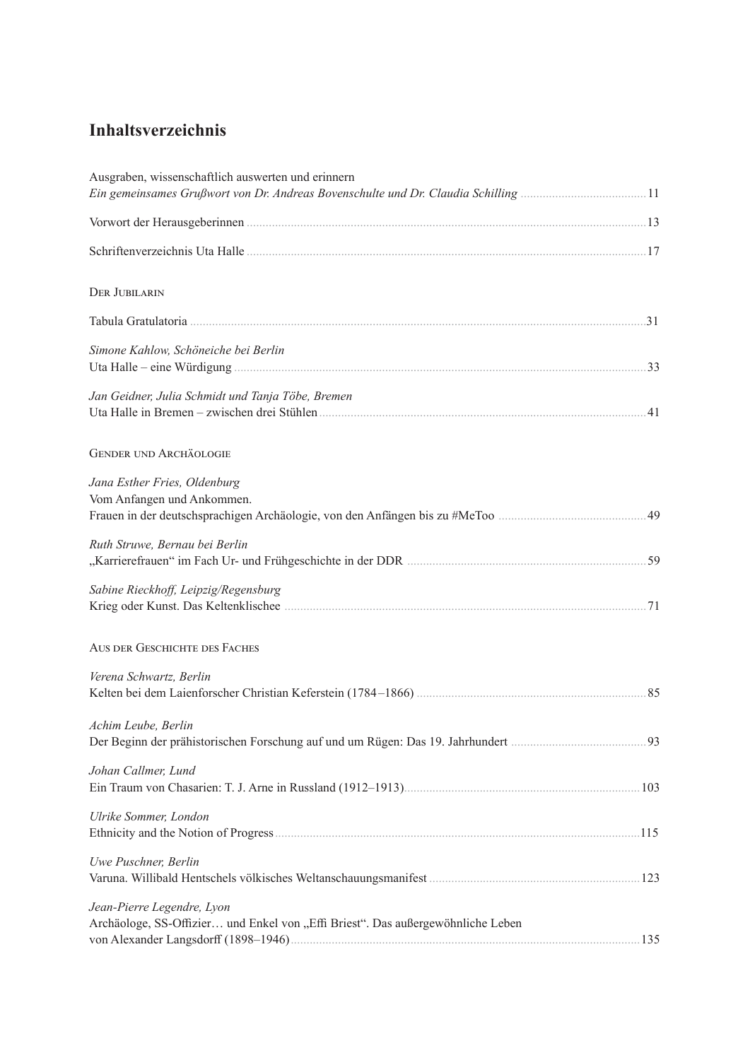# Inhaltsverzeichnis

Ausgraben, wissenschaftlich auswerten und erinnern
*Ein gemeinsames Grußwort von Dr. Andreas Bovenschulte und Dr. Claudia Schilling* ....... 11

Vorwort der Herausgeberinnen ....... 13

Schriftenverzeichnis Uta Halle ....... 17

## Der Jubilarin

Tabula Gratulatoria ....... 31

*Simone Kahlow, Schöneiche bei Berlin*
Uta Halle – eine Würdigung ....... 33

*Jan Geidner, Julia Schmidt und Tanja Töbe, Bremen*
Uta Halle in Bremen – zwischen drei Stühlen ....... 41

## Gender und Archäologie

*Jana Esther Fries, Oldenburg*
Vom Anfangen und Ankommen.
Frauen in der deutschsprachigen Archäologie, von den Anfängen bis zu #MeToo ....... 49

*Ruth Struwe, Bernau bei Berlin*
„Karrierefrauen" im Fach Ur- und Frühgeschichte in der DDR ....... 59

*Sabine Rieckhoff, Leipzig/Regensburg*
Krieg oder Kunst. Das Keltenklischee ....... 71

## Aus der Geschichte des Faches

*Verena Schwartz, Berlin*
Kelten bei dem Laienforscher Christian Keferstein (1784–1866) ....... 85

*Achim Leube, Berlin*
Der Beginn der prähistorischen Forschung auf und um Rügen: Das 19. Jahrhundert ....... 93

*Johan Callmer, Lund*
Ein Traum von Chasarien: T. J. Arne in Russland (1912–1913) ....... 103

*Ulrike Sommer, London*
Ethnicity and the Notion of Progress ....... 115

*Uwe Puschner, Berlin*
Varuna. Willibald Hentschels völkisches Weltanschauungsmanifest ....... 123

*Jean-Pierre Legendre, Lyon*
Archäologe, SS-Offizier… und Enkel von „Effi Briest". Das außergewöhnliche Leben von Alexander Langsdorff (1898–1946) ....... 135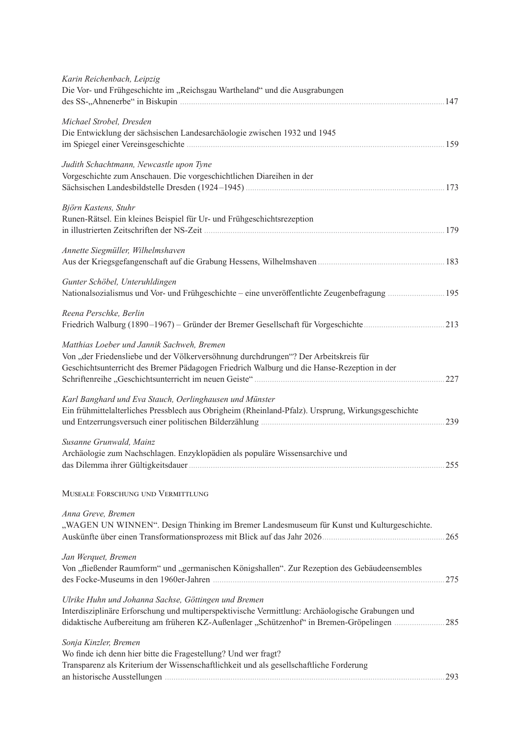*Karin Reichenbach, Leipzig*
Die Vor- und Frühgeschichte im „Reichsgau Wartheland“ und die Ausgrabungen des SS-„Ahnenerbe“ in Biskupin ........ 147

*Michael Strobel, Dresden*
Die Entwicklung der sächsischen Landesarchäologie zwischen 1932 und 1945 im Spiegel einer Vereinsgeschichte ........ 159

*Judith Schachtmann, Newcastle upon Tyne*
Vorgeschichte zum Anschauen. Die vorgeschichtlichen Diareihen in der Sächsischen Landesbildstelle Dresden (1924–1945) ........ 173

*Björn Kastens, Stuhr*
Runen-Rätsel. Ein kleines Beispiel für Ur- und Frühgeschichtsrezeption in illustrierten Zeitschriften der NS-Zeit ........ 179

*Annette Siegmüller, Wilhelmshaven*
Aus der Kriegsgefangenschaft auf die Grabung Hessens, Wilhelmshaven ........ 183

*Gunter Schöbel, Unteruhldingen*
Nationalsozialismus und Vor- und Frühgeschichte – eine unveröffentlichte Zeugenbefragung ........ 195

*Reena Perschke, Berlin*
Friedrich Walburg (1890–1967) – Gründer der Bremer Gesellschaft für Vorgeschichte ........ 213

*Matthias Loeber und Jannik Sachweh, Bremen*
Von „der Friedensliebe und der Völkerversöhnung durchdrungen“? Der Arbeitskreis für Geschichtsunterricht des Bremer Pädagogen Friedrich Walburg und die Hanse-Rezeption in der Schriftenreihe „Geschichtsunterricht im neuen Geiste“ ........ 227

*Karl Banghard und Eva Stauch, Oerlinghausen und Münster*
Ein frühmittelalterliches Pressblech aus Obrigheim (Rheinland-Pfalz). Ursprung, Wirkungsgeschichte und Entzerrungsversuch einer politischen Bilderzählung ........ 239

*Susanne Grunwald, Mainz*
Archäologie zum Nachschlagen. Enzyklopädien als populäre Wissensarchive und das Dilemma ihrer Gültigkeitsdauer ........ 255

## Museale Forschung und Vermittlung

*Anna Greve, Bremen*
„WAGEN UN WINNEN“. Design Thinking im Bremer Landesmuseum für Kunst und Kulturgeschichte. Auskünfte über einen Transformationsprozess mit Blick auf das Jahr 2026 ........ 265

*Jan Werquet, Bremen*
Von „fließender Raumform“ und „germanischen Königshallen“. Zur Rezeption des Gebäudeensembles des Focke-Museums in den 1960er-Jahren ........ 275

*Ulrike Huhn und Johanna Sachse, Göttingen und Bremen*
Interdisziplinäre Erforschung und multiperspektivische Vermittlung: Archäologische Grabungen und didaktische Aufbereitung am früheren KZ-Außenlager „Schützenhof“ in Bremen-Gröpelingen ........ 285

*Sonja Kinzler, Bremen*
Wo finde ich denn hier bitte die Fragestellung? Und wer fragt? Transparenz als Kriterium der Wissenschaftlichkeit und als gesellschaftliche Forderung an historische Ausstellungen ........ 293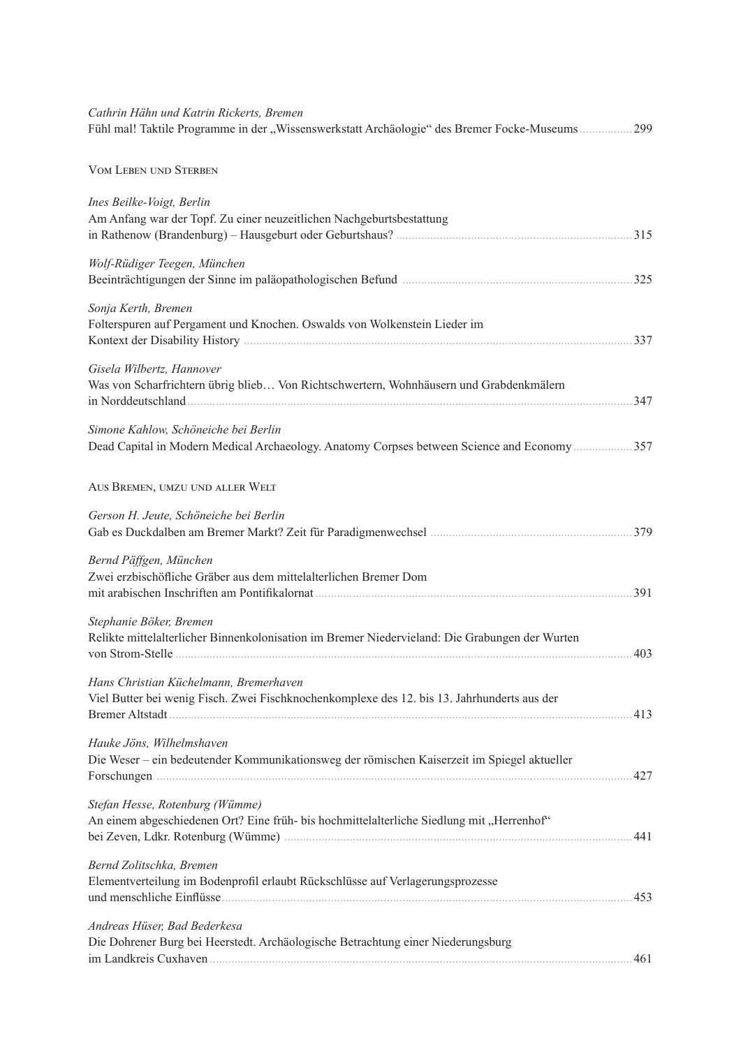*Cathrin Hähn und Katrin Rickerts, Bremen*
Fühl mal! Taktile Programme in der „Wissenswerkstatt Archäologie“ des Bremer Focke-Museums ... 299

## Vom Leben und Sterben

*Ines Beilke-Voigt, Berlin*
Am Anfang war der Topf. Zu einer neuzeitlichen Nachgeburtsbestattung in Rathenow (Brandenburg) – Hausgeburt oder Geburtshaus? ... 315

*Wolf-Rüdiger Teegen, München*
Beeinträchtigungen der Sinne im paläopathologischen Befund ... 325

*Sonja Kerth, Bremen*
Folterspuren auf Pergament und Knochen. Oswalds von Wolkenstein Lieder im Kontext der Disability History ... 337

*Gisela Wilbertz, Hannover*
Was von Scharfrichtern übrig blieb… Von Richtschwertern, Wohnhäusern und Grabdenkmälern in Norddeutschland ... 347

*Simone Kahlow, Schöneiche bei Berlin*
Dead Capital in Modern Medical Archaeology. Anatomy Corpses between Science and Economy ... 357

## Aus Bremen, umzu und aller Welt

*Gerson H. Jeute, Schöneiche bei Berlin*
Gab es Duckdalben am Bremer Markt? Zeit für Paradigmenwechsel ... 379

*Bernd Päffgen, München*
Zwei erzbischöfliche Gräber aus dem mittelalterlichen Bremer Dom mit arabischen Inschriften am Pontifikalornat ... 391

*Stephanie Böker, Bremen*
Relikte mittelalterlicher Binnenkolonisation im Bremer Niedervieland: Die Grabungen der Wurten von Strom-Stelle ... 403

*Hans Christian Küchelmann, Bremerhaven*
Viel Butter bei wenig Fisch. Zwei Fischknochenkomplexe des 12. bis 13. Jahrhunderts aus der Bremer Altstadt ... 413

*Hauke Jöns, Wilhelmshaven*
Die Weser – ein bedeutender Kommunikationsweg der römischen Kaiserzeit im Spiegel aktueller Forschungen ... 427

*Stefan Hesse, Rotenburg (Wümme)*
An einem abgeschiedenen Ort? Eine früh- bis hochmittelalterliche Siedlung mit „Herrenhof“ bei Zeven, Ldkr. Rotenburg (Wümme) ... 441

*Bernd Zolitschka, Bremen*
Elementverteilung im Bodenprofil erlaubt Rückschlüsse auf Verlagerungsprozesse und menschliche Einflüsse ... 453

*Andreas Hüser, Bad Bederkesa*
Die Dohrener Burg bei Heerstedt. Archäologische Betrachtung einer Niederungsburg im Landkreis Cuxhaven ... 461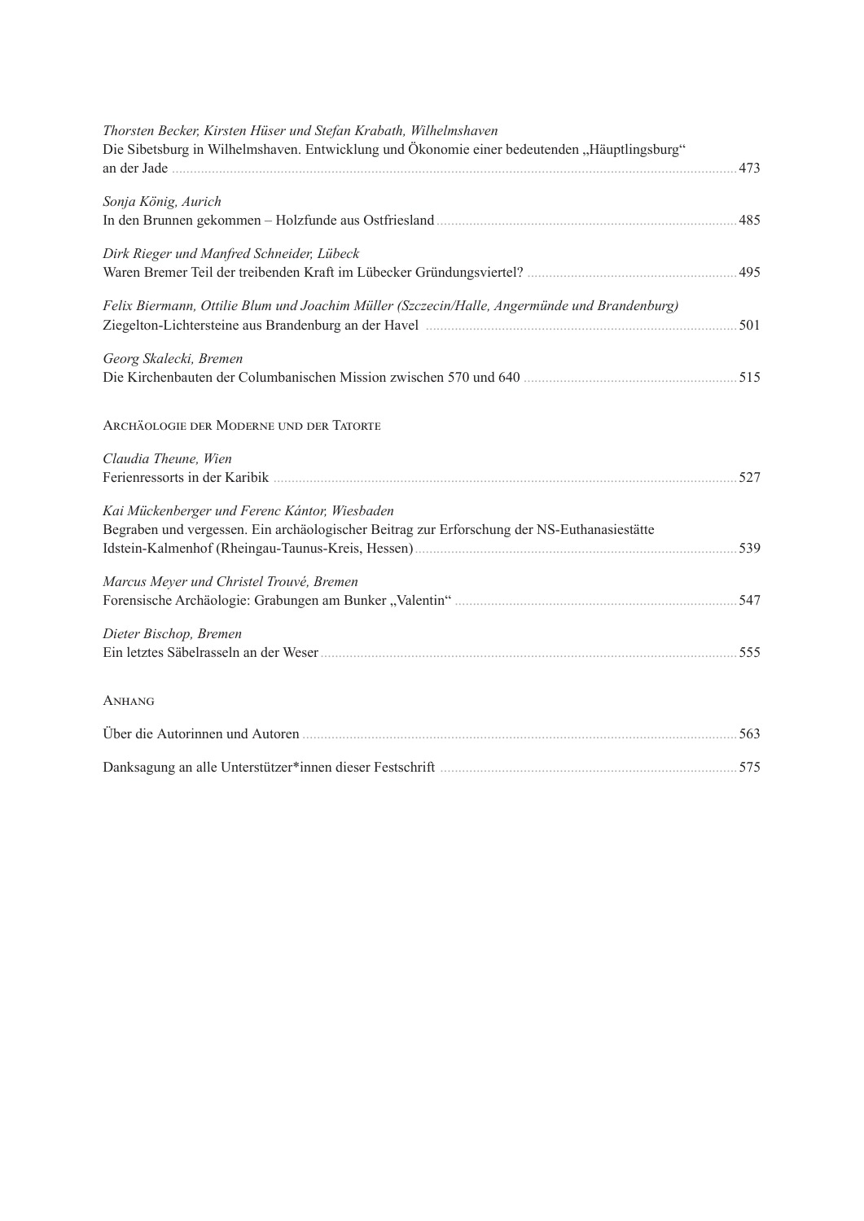*Thorsten Becker, Kirsten Hüser und Stefan Krabath, Wilhelmshaven*
Die Sibetsburg in Wilhelmshaven. Entwicklung und Ökonomie einer bedeutenden „Häuptlingsburg“ an der Jade ........ 473

*Sonja König, Aurich*
In den Brunnen gekommen – Holzfunde aus Ostfriesland ........ 485

*Dirk Rieger und Manfred Schneider, Lübeck*
Waren Bremer Teil der treibenden Kraft im Lübecker Gründungsviertel? ........ 495

*Felix Biermann, Ottilie Blum und Joachim Müller (Szczecin/Halle, Angermünde und Brandenburg)*
Ziegelton-Lichtersteine aus Brandenburg an der Havel ........ 501

*Georg Skalecki, Bremen*
Die Kirchenbauten der Columbanischen Mission zwischen 570 und 640 ........ 515

## Archäologie der Moderne und der Tatorte

*Claudia Theune, Wien*
Ferienressorts in der Karibik ........ 527

*Kai Mückenberger und Ferenc Kántor, Wiesbaden*
Begraben und vergessen. Ein archäologischer Beitrag zur Erforschung der NS-Euthanasiestätte Idstein-Kalmenhof (Rheingau-Taunus-Kreis, Hessen) ........ 539

*Marcus Meyer und Christel Trouvé, Bremen*
Forensische Archäologie: Grabungen am Bunker „Valentin“ ........ 547

*Dieter Bischop, Bremen*
Ein letztes Säbelrasseln an der Weser ........ 555

## Anhang

Über die Autorinnen und Autoren ........ 563

Danksagung an alle Unterstützer*innen dieser Festschrift ........ 575